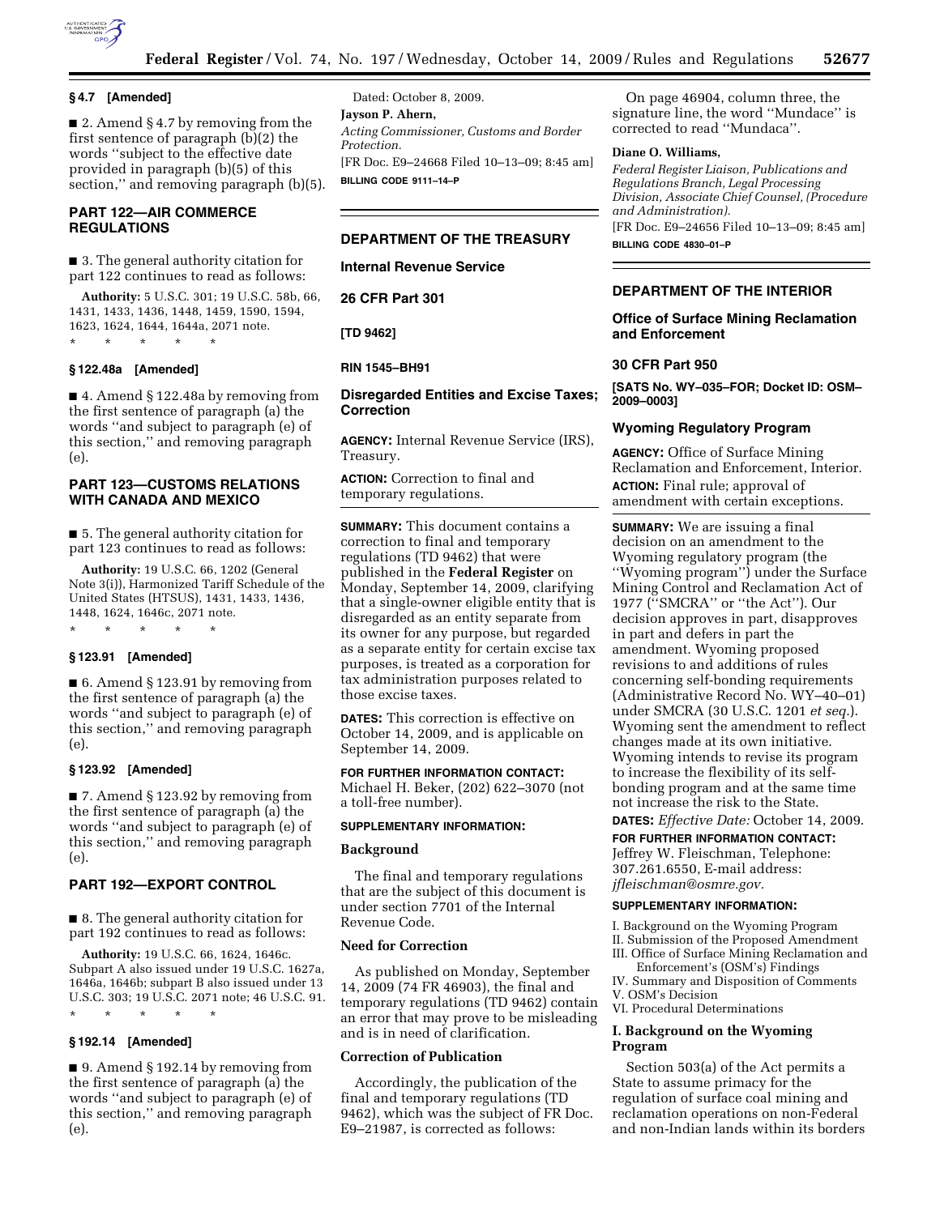### § 4.7 [Amended]

■ 2. Amend § 4.7 by removing from the first sentence of paragraph (b)(2) the words ''subject to the effective date provided in paragraph (b)(5) of this section,'' and removing paragraph (b)(5).

## PART 122—AIR COMMERCE REGULATIONS

■ 3. The general authority citation for part 122 continues to read as follows:

**Authority:** 5 U.S.C. 301; 19 U.S.C. 58b, 66, 1431, 1433, 1436, 1448, 1459, 1590, 1594, 1623, 1624, 1644, 1644a, 2071 note.

\* \* \* \* \*

### § 122.48a [Amended]

■ 4. Amend § 122.48a by removing from the first sentence of paragraph (a) the words ''and subject to paragraph (e) of this section,'' and removing paragraph (e).

## PART 123—CUSTOMS RELATIONS WITH CANADA AND MEXICO

■ 5. The general authority citation for part 123 continues to read as follows:

**Authority:** 19 U.S.C. 66, 1202 (General Note 3(i)), Harmonized Tariff Schedule of the United States (HTSUS), 1431, 1433, 1436, 1448, 1624, 1646c, 2071 note.

\* \* \* \* \*

### § 123.91 [Amended]

■ 6. Amend § 123.91 by removing from the first sentence of paragraph (a) the words ''and subject to paragraph (e) of this section,'' and removing paragraph (e).

### § 123.92 [Amended]

■ 7. Amend § 123.92 by removing from the first sentence of paragraph (a) the words ''and subject to paragraph (e) of this section,'' and removing paragraph (e).

## PART 192—EXPORT CONTROL

■ 8. The general authority citation for part 192 continues to read as follows:

**Authority:** 19 U.S.C. 66, 1624, 1646c. Subpart A also issued under 19 U.S.C. 1627a, 1646a, 1646b; subpart B also issued under 13 U.S.C. 303; 19 U.S.C. 2071 note; 46 U.S.C. 91.

\* \* \* \* \*

### § 192.14 [Amended]

■ 9. Amend § 192.14 by removing from the first sentence of paragraph (a) the words ''and subject to paragraph (e) of this section,'' and removing paragraph (e).

Dated: October 8, 2009.

**Jayson P. Ahern,**

*Acting Commissioner, Customs and Border Protection.*

[FR Doc. E9–24668 Filed 10–13–09; 8:45 am]

**BILLING CODE 9111–14–P**

## DEPARTMENT OF THE TREASURY

### Internal Revenue Service

### 26 CFR Part 301

**[TD 9462]**

**RIN 1545–BH91**

### Disregarded Entities and Excise Taxes; Correction

**AGENCY:** Internal Revenue Service (IRS), Treasury.

**ACTION:** Correction to final and temporary regulations.

**SUMMARY:** This document contains a correction to final and temporary regulations (TD 9462) that were published in the **Federal Register** on Monday, September 14, 2009, clarifying that a single-owner eligible entity that is disregarded as an entity separate from its owner for any purpose, but regarded as a separate entity for certain excise tax purposes, is treated as a corporation for tax administration purposes related to those excise taxes.

**DATES:** This correction is effective on October 14, 2009, and is applicable on September 14, 2009.

**FOR FURTHER INFORMATION CONTACT:** Michael H. Beker, (202) 622–3070 (not a toll-free number).

**SUPPLEMENTARY INFORMATION:**

**Background**

The final and temporary regulations that are the subject of this document is under section 7701 of the Internal Revenue Code.

**Need for Correction**

As published on Monday, September 14, 2009 (74 FR 46903), the final and temporary regulations (TD 9462) contain an error that may prove to be misleading and is in need of clarification.

**Correction of Publication**

Accordingly, the publication of the final and temporary regulations (TD 9462), which was the subject of FR Doc. E9–21987, is corrected as follows:

On page 46904, column three, the signature line, the word ''Mundace'' is corrected to read ''Mundaca''.

**Diane O. Williams,**

*Federal Register Liaison, Publications and Regulations Branch, Legal Processing Division, Associate Chief Counsel, (Procedure and Administration).*

[FR Doc. E9–24656 Filed 10–13–09; 8:45 am]

**BILLING CODE 4830–01–P**

## DEPARTMENT OF THE INTERIOR

### Office of Surface Mining Reclamation and Enforcement

### 30 CFR Part 950

**[SATS No. WY–035–FOR; Docket ID: OSM–2009–0003]**

### Wyoming Regulatory Program

**AGENCY:** Office of Surface Mining Reclamation and Enforcement, Interior.

**ACTION:** Final rule; approval of amendment with certain exceptions.

**SUMMARY:** We are issuing a final decision on an amendment to the Wyoming regulatory program (the ''Wyoming program'') under the Surface Mining Control and Reclamation Act of 1977 (''SMCRA'' or ''the Act''). Our decision approves in part, disapproves in part and defers in part the amendment. Wyoming proposed revisions to and additions of rules concerning self-bonding requirements (Administrative Record No. WY–40–01) under SMCRA (30 U.S.C. 1201 *et seq.*). Wyoming sent the amendment to reflect changes made at its own initiative. Wyoming intends to revise its program to increase the flexibility of its self-bonding program and at the same time not increase the risk to the State.

**DATES:** *Effective Date:* October 14, 2009.

**FOR FURTHER INFORMATION CONTACT:** Jeffrey W. Fleischman, Telephone: 307.261.6550, E-mail address: *jfleischman@osmre.gov.*

**SUPPLEMENTARY INFORMATION:**

I. Background on the Wyoming Program
II. Submission of the Proposed Amendment
III. Office of Surface Mining Reclamation and Enforcement's (OSM's) Findings
IV. Summary and Disposition of Comments
V. OSM's Decision
VI. Procedural Determinations

**I. Background on the Wyoming Program**

Section 503(a) of the Act permits a State to assume primacy for the regulation of surface coal mining and reclamation operations on non-Federal and non-Indian lands within its borders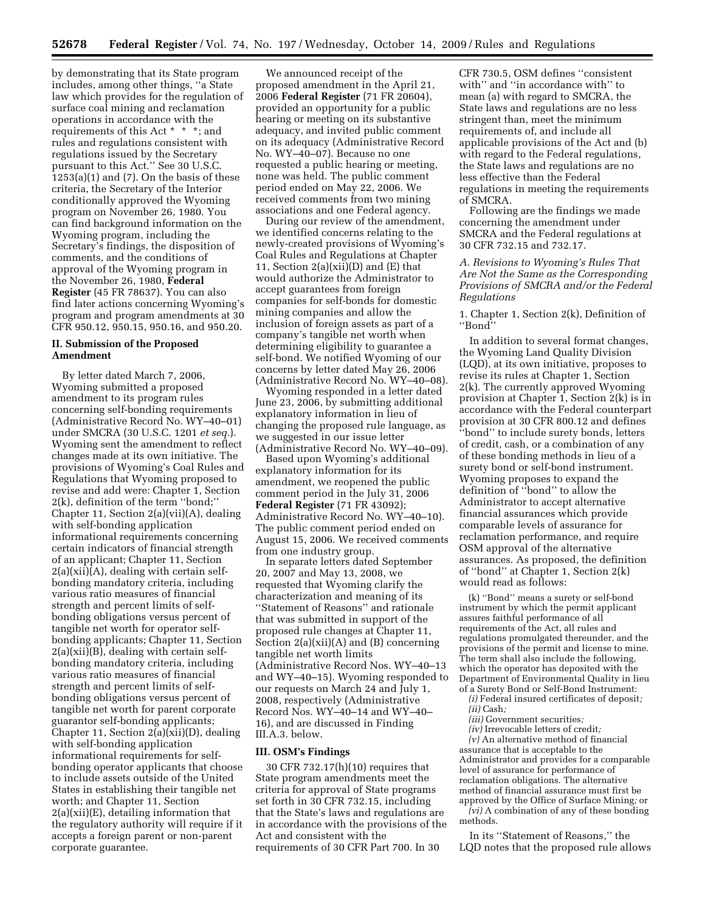by demonstrating that its State program includes, among other things, "a State law which provides for the regulation of surface coal mining and reclamation operations in accordance with the requirements of this Act * * *; and rules and regulations consistent with regulations issued by the Secretary pursuant to this Act." See 30 U.S.C. 1253(a)(1) and (7). On the basis of these criteria, the Secretary of the Interior conditionally approved the Wyoming program on November 26, 1980. You can find background information on the Wyoming program, including the Secretary's findings, the disposition of comments, and the conditions of approval of the Wyoming program in the November 26, 1980, **Federal Register** (45 FR 78637). You can also find later actions concerning Wyoming's program and program amendments at 30 CFR 950.12, 950.15, 950.16, and 950.20.

## II. Submission of the Proposed Amendment

By letter dated March 7, 2006, Wyoming submitted a proposed amendment to its program rules concerning self-bonding requirements (Administrative Record No. WY–40–01) under SMCRA (30 U.S.C. 1201 *et seq.*). Wyoming sent the amendment to reflect changes made at its own initiative. The provisions of Wyoming's Coal Rules and Regulations that Wyoming proposed to revise and add were: Chapter 1, Section 2(k), definition of the term "bond;" Chapter 11, Section 2(a)(vii)(A), dealing with self-bonding application informational requirements concerning certain indicators of financial strength of an applicant; Chapter 11, Section 2(a)(xii)(A), dealing with certain self-bonding mandatory criteria, including various ratio measures of financial strength and percent limits of self-bonding obligations versus percent of tangible net worth for operator self-bonding applicants; Chapter 11, Section 2(a)(xii)(B), dealing with certain self-bonding mandatory criteria, including various ratio measures of financial strength and percent limits of self-bonding obligations versus percent of tangible net worth for parent corporate guarantor self-bonding applicants; Chapter 11, Section 2(a)(xii)(D), dealing with self-bonding application informational requirements for self-bonding operator applicants that choose to include assets outside of the United States in establishing their tangible net worth; and Chapter 11, Section 2(a)(xii)(E), detailing information that the regulatory authority will require if it accepts a foreign parent or non-parent corporate guarantee.

We announced receipt of the proposed amendment in the April 21, 2006 **Federal Register** (71 FR 20604), provided an opportunity for a public hearing or meeting on its substantive adequacy, and invited public comment on its adequacy (Administrative Record No. WY–40–07). Because no one requested a public hearing or meeting, none was held. The public comment period ended on May 22, 2006. We received comments from two mining associations and one Federal agency.

During our review of the amendment, we identified concerns relating to the newly-created provisions of Wyoming's Coal Rules and Regulations at Chapter 11, Section 2(a)(xii)(D) and (E) that would authorize the Administrator to accept guarantees from foreign companies for self-bonds for domestic mining companies and allow the inclusion of foreign assets as part of a company's tangible net worth when determining eligibility to guarantee a self-bond. We notified Wyoming of our concerns by letter dated May 26, 2006 (Administrative Record No. WY–40–08).

Wyoming responded in a letter dated June 23, 2006, by submitting additional explanatory information in lieu of changing the proposed rule language, as we suggested in our issue letter (Administrative Record No. WY–40–09).

Based upon Wyoming's additional explanatory information for its amendment, we reopened the public comment period in the July 31, 2006 **Federal Register** (71 FR 43092); Administrative Record No. WY–40–10). The public comment period ended on August 15, 2006. We received comments from one industry group.

In separate letters dated September 20, 2007 and May 13, 2008, we requested that Wyoming clarify the characterization and meaning of its "Statement of Reasons" and rationale that was submitted in support of the proposed rule changes at Chapter 11, Section 2(a)(xii)(A) and (B) concerning tangible net worth limits (Administrative Record Nos. WY–40–13 and WY–40–15). Wyoming responded to our requests on March 24 and July 1, 2008, respectively (Administrative Record Nos. WY–40–14 and WY–40–16), and are discussed in Finding III.A.3. below.

## III. OSM's Findings

30 CFR 732.17(h)(10) requires that State program amendments meet the criteria for approval of State programs set forth in 30 CFR 732.15, including that the State's laws and regulations are in accordance with the provisions of the Act and consistent with the requirements of 30 CFR Part 700. In 30 CFR 730.5, OSM defines "consistent with" and "in accordance with" to mean (a) with regard to SMCRA, the State laws and regulations are no less stringent than, meet the minimum requirements of, and include all applicable provisions of the Act and (b) with regard to the Federal regulations, the State laws and regulations are no less effective than the Federal regulations in meeting the requirements of SMCRA.

Following are the findings we made concerning the amendment under SMCRA and the Federal regulations at 30 CFR 732.15 and 732.17.

### *A. Revisions to Wyoming's Rules That Are Not the Same as the Corresponding Provisions of SMCRA and/or the Federal Regulations*

1. Chapter 1, Section 2(k), Definition of "Bond"

In addition to several format changes, the Wyoming Land Quality Division (LQD), at its own initiative, proposes to revise its rules at Chapter 1, Section 2(k). The currently approved Wyoming provision at Chapter 1, Section 2(k) is in accordance with the Federal counterpart provision at 30 CFR 800.12 and defines "bond" to include surety bonds, letters of credit, cash, or a combination of any of these bonding methods in lieu of a surety bond or self-bond instrument. Wyoming proposes to expand the definition of "bond" to allow the Administrator to accept alternative financial assurances which provide comparable levels of assurance for reclamation performance, and require OSM approval of the alternative assurances. As proposed, the definition of "bond" at Chapter 1, Section 2(k) would read as follows:

> (k) "Bond" means a surety or self-bond instrument by which the permit applicant assures faithful performance of all requirements of the Act, all rules and regulations promulgated thereunder, and the provisions of the permit and license to mine. The term shall also include the following, which the operator has deposited with the Department of Environmental Quality in lieu of a Surety Bond or Self-Bond Instrument:
>
> *(i)* Federal insured certificates of deposit*;*
>
> *(ii)* Cash*;*
>
> *(iii)* Government securities*;*
>
> *(iv)* Irrevocable letters of credit*;*
>
> *(v)* An alternative method of financial assurance that is acceptable to the Administrator and provides for a comparable level of assurance for performance of reclamation obligations. The alternative method of financial assurance must first be approved by the Office of Surface Mining*;* or
>
> *(vi)* A combination of any of these bonding methods.

In its "Statement of Reasons," the LQD notes that the proposed rule allows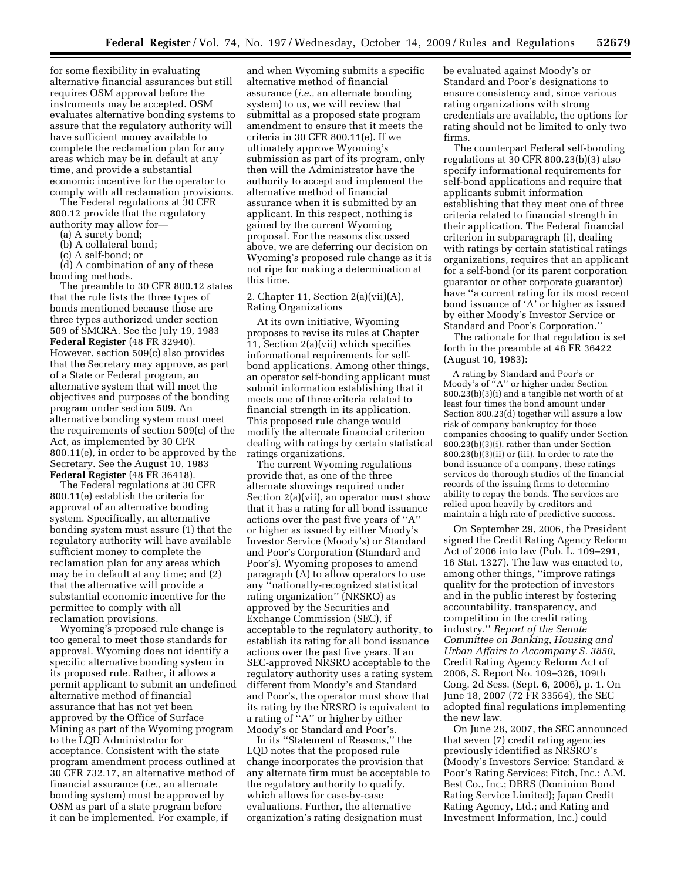for some flexibility in evaluating alternative financial assurances but still requires OSM approval before the instruments may be accepted. OSM evaluates alternative bonding systems to assure that the regulatory authority will have sufficient money available to complete the reclamation plan for any areas which may be in default at any time, and provide a substantial economic incentive for the operator to comply with all reclamation provisions.

The Federal regulations at 30 CFR 800.12 provide that the regulatory authority may allow for—

(a) A surety bond;
(b) A collateral bond;
(c) A self-bond; or
(d) A combination of any of these bonding methods.

The preamble to 30 CFR 800.12 states that the rule lists the three types of bonds mentioned because those are three types authorized under section 509 of SMCRA. See the July 19, 1983 **Federal Register** (48 FR 32940). However, section 509(c) also provides that the Secretary may approve, as part of a State or Federal program, an alternative system that will meet the objectives and purposes of the bonding program under section 509. An alternative bonding system must meet the requirements of section 509(c) of the Act, as implemented by 30 CFR 800.11(e), in order to be approved by the Secretary. See the August 10, 1983 **Federal Register** (48 FR 36418).

The Federal regulations at 30 CFR 800.11(e) establish the criteria for approval of an alternative bonding system. Specifically, an alternative bonding system must assure (1) that the regulatory authority will have available sufficient money to complete the reclamation plan for any areas which may be in default at any time; and (2) that the alternative will provide a substantial economic incentive for the permittee to comply with all reclamation provisions.

Wyoming's proposed rule change is too general to meet those standards for approval. Wyoming does not identify a specific alternative bonding system in its proposed rule. Rather, it allows a permit applicant to submit an undefined alternative method of financial assurance that has not yet been approved by the Office of Surface Mining as part of the Wyoming program to the LQD Administrator for acceptance. Consistent with the state program amendment process outlined at 30 CFR 732.17, an alternative method of financial assurance (*i.e.,* an alternate bonding system) must be approved by OSM as part of a state program before it can be implemented. For example, if and when Wyoming submits a specific alternative method of financial assurance (*i.e.,* an alternate bonding system) to us, we will review that submittal as a proposed state program amendment to ensure that it meets the criteria in 30 CFR 800.11(e). If we ultimately approve Wyoming's submission as part of its program, only then will the Administrator have the authority to accept and implement the alternative method of financial assurance when it is submitted by an applicant. In this respect, nothing is gained by the current Wyoming proposal. For the reasons discussed above, we are deferring our decision on Wyoming's proposed rule change as it is not ripe for making a determination at this time.

2. Chapter 11, Section 2(a)(vii)(A), Rating Organizations

At its own initiative, Wyoming proposes to revise its rules at Chapter 11, Section 2(a)(vii) which specifies informational requirements for self-bond applications. Among other things, an operator self-bonding applicant must submit information establishing that it meets one of three criteria related to financial strength in its application. This proposed rule change would modify the alternate financial criterion dealing with ratings by certain statistical ratings organizations.

The current Wyoming regulations provide that, as one of the three alternate showings required under Section 2(a)(vii), an operator must show that it has a rating for all bond issuance actions over the past five years of "A" or higher as issued by either Moody's Investor Service (Moody's) or Standard and Poor's Corporation (Standard and Poor's). Wyoming proposes to amend paragraph (A) to allow operators to use any "nationally-recognized statistical rating organization" (NRSRO) as approved by the Securities and Exchange Commission (SEC), if acceptable to the regulatory authority, to establish its rating for all bond issuance actions over the past five years. If an SEC-approved NRSRO acceptable to the regulatory authority uses a rating system different from Moody's and Standard and Poor's, the operator must show that its rating by the NRSRO is equivalent to a rating of "A" or higher by either Moody's or Standard and Poor's.

In its "Statement of Reasons," the LQD notes that the proposed rule change incorporates the provision that any alternate firm must be acceptable to the regulatory authority to qualify, which allows for case-by-case evaluations. Further, the alternative organization's rating designation must be evaluated against Moody's or Standard and Poor's designations to ensure consistency and, since various rating organizations with strong credentials are available, the options for rating should not be limited to only two firms.

The counterpart Federal self-bonding regulations at 30 CFR 800.23(b)(3) also specify informational requirements for self-bond applications and require that applicants submit information establishing that they meet one of three criteria related to financial strength in their application. The Federal financial criterion in subparagraph (i), dealing with ratings by certain statistical ratings organizations, requires that an applicant for a self-bond (or its parent corporation guarantor or other corporate guarantor) have "a current rating for its most recent bond issuance of 'A' or higher as issued by either Moody's Investor Service or Standard and Poor's Corporation."

The rationale for that regulation is set forth in the preamble at 48 FR 36422 (August 10, 1983):

> A rating by Standard and Poor's or Moody's of "A" or higher under Section 800.23(b)(3)(i) and a tangible net worth of at least four times the bond amount under Section 800.23(d) together will assure a low risk of company bankruptcy for those companies choosing to qualify under Section 800.23(b)(3)(i), rather than under Section 800.23(b)(3)(ii) or (iii). In order to rate the bond issuance of a company, these ratings services do thorough studies of the financial records of the issuing firms to determine ability to repay the bonds. The services are relied upon heavily by creditors and maintain a high rate of predictive success.

On September 29, 2006, the President signed the Credit Rating Agency Reform Act of 2006 into law (Pub. L. 109–291, 16 Stat. 1327). The law was enacted to, among other things, "improve ratings quality for the protection of investors and in the public interest by fostering accountability, transparency, and competition in the credit rating industry." *Report of the Senate Committee on Banking, Housing and Urban Affairs to Accompany S. 3850,* Credit Rating Agency Reform Act of 2006, S. Report No. 109–326, 109th Cong. 2d Sess. (Sept. 6, 2006), p. 1. On June 18, 2007 (72 FR 33564), the SEC adopted final regulations implementing the new law.

On June 28, 2007, the SEC announced that seven (7) credit rating agencies previously identified as NRSRO's (Moody's Investors Service; Standard & Poor's Rating Services; Fitch, Inc.; A.M. Best Co., Inc.; DBRS (Dominion Bond Rating Service Limited); Japan Credit Rating Agency, Ltd.; and Rating and Investment Information, Inc.) could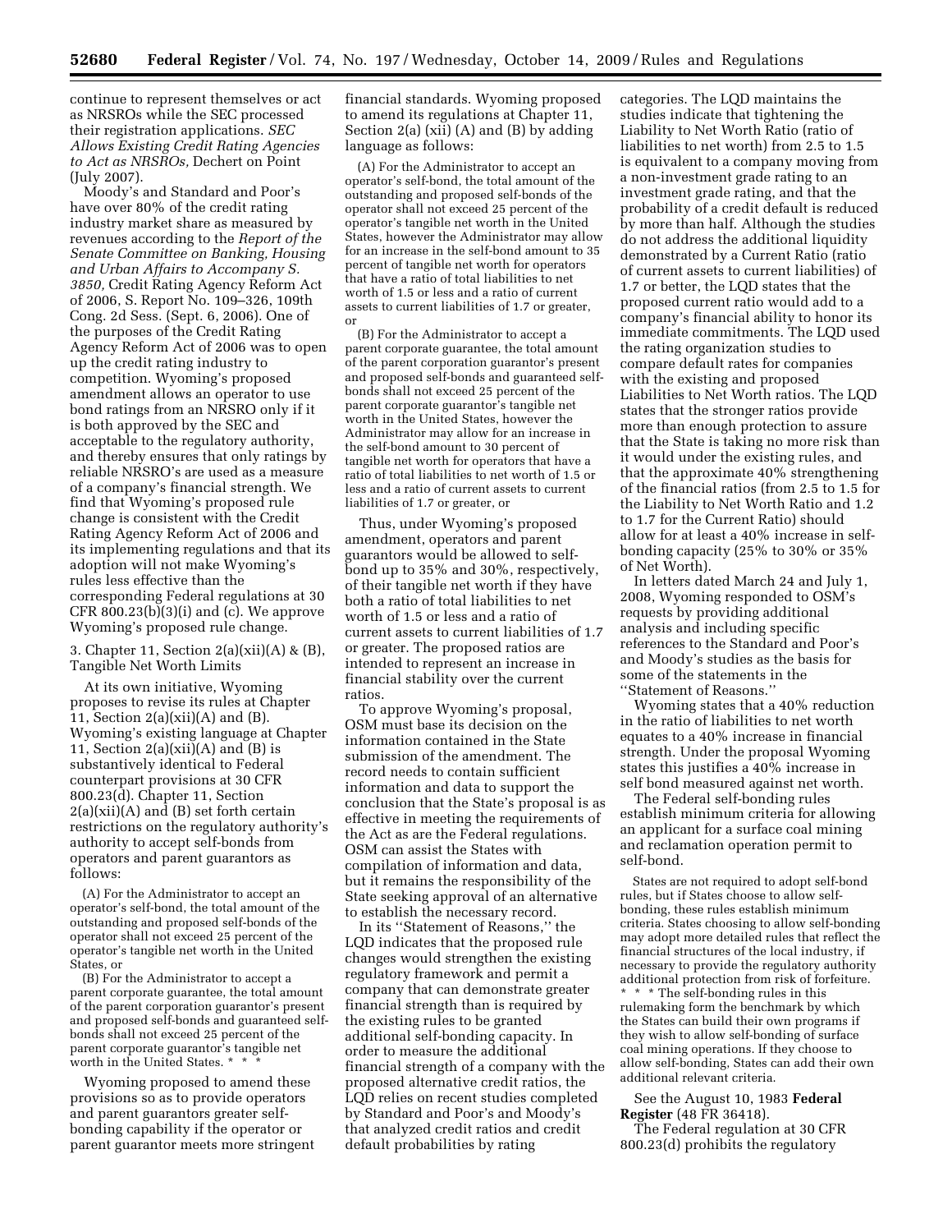continue to represent themselves or act as NRSROs while the SEC processed their registration applications. *SEC Allows Existing Credit Rating Agencies to Act as NRSROs,* Dechert on Point (July 2007).

Moody's and Standard and Poor's have over 80% of the credit rating industry market share as measured by revenues according to the *Report of the Senate Committee on Banking, Housing and Urban Affairs to Accompany S. 3850,* Credit Rating Agency Reform Act of 2006, S. Report No. 109–326, 109th Cong. 2d Sess. (Sept. 6, 2006). One of the purposes of the Credit Rating Agency Reform Act of 2006 was to open up the credit rating industry to competition. Wyoming's proposed amendment allows an operator to use bond ratings from an NRSRO only if it is both approved by the SEC and acceptable to the regulatory authority, and thereby ensures that only ratings by reliable NRSRO's are used as a measure of a company's financial strength. We find that Wyoming's proposed rule change is consistent with the Credit Rating Agency Reform Act of 2006 and its implementing regulations and that its adoption will not make Wyoming's rules less effective than the corresponding Federal regulations at 30 CFR 800.23(b)(3)(i) and (c). We approve Wyoming's proposed rule change.

3. Chapter 11, Section 2(a)(xii)(A) & (B), Tangible Net Worth Limits

At its own initiative, Wyoming proposes to revise its rules at Chapter 11, Section 2(a)(xii)(A) and (B). Wyoming's existing language at Chapter 11, Section 2(a)(xii)(A) and (B) is substantively identical to Federal counterpart provisions at 30 CFR 800.23(d). Chapter 11, Section 2(a)(xii)(A) and (B) set forth certain restrictions on the regulatory authority's authority to accept self-bonds from operators and parent guarantors as follows:

> (A) For the Administrator to accept an operator's self-bond, the total amount of the outstanding and proposed self-bonds of the operator shall not exceed 25 percent of the operator's tangible net worth in the United States, or
>
> (B) For the Administrator to accept a parent corporate guarantee, the total amount of the parent corporation guarantor's present and proposed self-bonds and guaranteed self-bonds shall not exceed 25 percent of the parent corporate guarantor's tangible net worth in the United States. * * *

Wyoming proposed to amend these provisions so as to provide operators and parent guarantors greater self-bonding capability if the operator or parent guarantor meets more stringent financial standards. Wyoming proposed to amend its regulations at Chapter 11, Section 2(a) (xii) (A) and (B) by adding language as follows:

> (A) For the Administrator to accept an operator's self-bond, the total amount of the outstanding and proposed self-bonds of the operator shall not exceed 25 percent of the operator's tangible net worth in the United States, however the Administrator may allow for an increase in the self-bond amount to 35 percent of tangible net worth for operators that have a ratio of total liabilities to net worth of 1.5 or less and a ratio of current assets to current liabilities of 1.7 or greater, or
>
> (B) For the Administrator to accept a parent corporate guarantee, the total amount of the parent corporation guarantor's present and proposed self-bonds and guaranteed self-bonds shall not exceed 25 percent of the parent corporate guarantor's tangible net worth in the United States, however the Administrator may allow for an increase in the self-bond amount to 30 percent of tangible net worth for operators that have a ratio of total liabilities to net worth of 1.5 or less and a ratio of current assets to current liabilities of 1.7 or greater, or

Thus, under Wyoming's proposed amendment, operators and parent guarantors would be allowed to self-bond up to 35% and 30%, respectively, of their tangible net worth if they have both a ratio of total liabilities to net worth of 1.5 or less and a ratio of current assets to current liabilities of 1.7 or greater. The proposed ratios are intended to represent an increase in financial stability over the current ratios.

To approve Wyoming's proposal, OSM must base its decision on the information contained in the State submission of the amendment. The record needs to contain sufficient information and data to support the conclusion that the State's proposal is as effective in meeting the requirements of the Act as are the Federal regulations. OSM can assist the States with compilation of information and data, but it remains the responsibility of the State seeking approval of an alternative to establish the necessary record.

In its ''Statement of Reasons,'' the LQD indicates that the proposed rule changes would strengthen the existing regulatory framework and permit a company that can demonstrate greater financial strength than is required by the existing rules to be granted additional self-bonding capacity. In order to measure the additional financial strength of a company with the proposed alternative credit ratios, the LQD relies on recent studies completed by Standard and Poor's and Moody's that analyzed credit ratios and credit default probabilities by rating categories. The LQD maintains the studies indicate that tightening the Liability to Net Worth Ratio (ratio of liabilities to net worth) from 2.5 to 1.5 is equivalent to a company moving from a non-investment grade rating to an investment grade rating, and that the probability of a credit default is reduced by more than half. Although the studies do not address the additional liquidity demonstrated by a Current Ratio (ratio of current assets to current liabilities) of 1.7 or better, the LQD states that the proposed current ratio would add to a company's financial ability to honor its immediate commitments. The LQD used the rating organization studies to compare default rates for companies with the existing and proposed Liabilities to Net Worth ratios. The LQD states that the stronger ratios provide more than enough protection to assure that the State is taking no more risk than it would under the existing rules, and that the approximate 40% strengthening of the financial ratios (from 2.5 to 1.5 for the Liability to Net Worth Ratio and 1.2 to 1.7 for the Current Ratio) should allow for at least a 40% increase in self-bonding capacity (25% to 30% or 35% of Net Worth).

In letters dated March 24 and July 1, 2008, Wyoming responded to OSM's requests by providing additional analysis and including specific references to the Standard and Poor's and Moody's studies as the basis for some of the statements in the ''Statement of Reasons.''

Wyoming states that a 40% reduction in the ratio of liabilities to net worth equates to a 40% increase in financial strength. Under the proposal Wyoming states this justifies a 40% increase in self bond measured against net worth.

The Federal self-bonding rules establish minimum criteria for allowing an applicant for a surface coal mining and reclamation operation permit to self-bond.

> States are not required to adopt self-bond rules, but if States choose to allow self-bonding, these rules establish minimum criteria. States choosing to allow self-bonding may adopt more detailed rules that reflect the financial structures of the local industry, if necessary to provide the regulatory authority additional protection from risk of forfeiture. * * * The self-bonding rules in this rulemaking form the benchmark by which the States can build their own programs if they wish to allow self-bonding of surface coal mining operations. If they choose to allow self-bonding, States can add their own additional relevant criteria.

See the August 10, 1983 **Federal Register** (48 FR 36418).

The Federal regulation at 30 CFR 800.23(d) prohibits the regulatory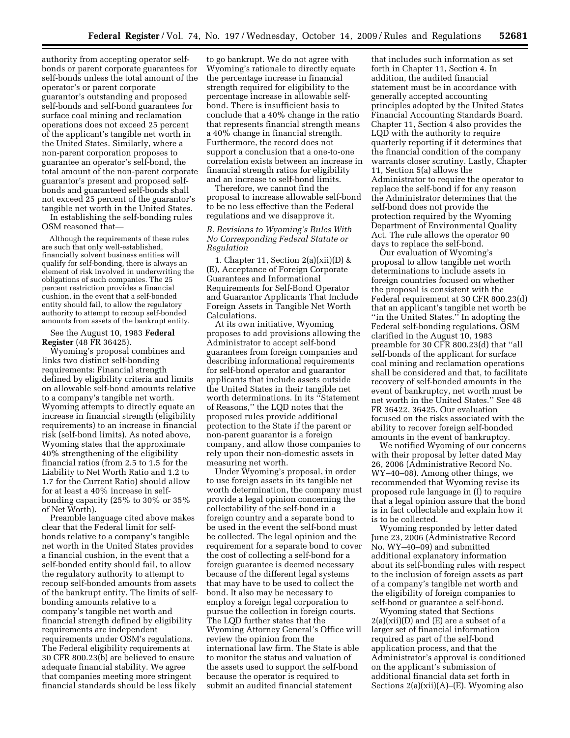authority from accepting operator self-bonds or parent corporate guarantees for self-bonds unless the total amount of the operator's or parent corporate guarantor's outstanding and proposed self-bonds and self-bond guarantees for surface coal mining and reclamation operations does not exceed 25 percent of the applicant's tangible net worth in the United States. Similarly, where a non-parent corporation proposes to guarantee an operator's self-bond, the total amount of the non-parent corporate guarantor's present and proposed self-bonds and guaranteed self-bonds shall not exceed 25 percent of the guarantor's tangible net worth in the United States.

In establishing the self-bonding rules OSM reasoned that—

> Although the requirements of these rules are such that only well-established, financially solvent business entities will qualify for self-bonding, there is always an element of risk involved in underwriting the obligations of such companies. The 25 percent restriction provides a financial cushion, in the event that a self-bonded entity should fail, to allow the regulatory authority to attempt to recoup self-bonded amounts from assets of the bankrupt entity.

See the August 10, 1983 **Federal Register** (48 FR 36425).

Wyoming's proposal combines and links two distinct self-bonding requirements: Financial strength defined by eligibility criteria and limits on allowable self-bond amounts relative to a company's tangible net worth. Wyoming attempts to directly equate an increase in financial strength (eligibility requirements) to an increase in financial risk (self-bond limits). As noted above, Wyoming states that the approximate 40% strengthening of the eligibility financial ratios (from 2.5 to 1.5 for the Liability to Net Worth Ratio and 1.2 to 1.7 for the Current Ratio) should allow for at least a 40% increase in self-bonding capacity (25% to 30% or 35% of Net Worth).

Preamble language cited above makes clear that the Federal limit for self-bonds relative to a company's tangible net worth in the United States provides a financial cushion, in the event that a self-bonded entity should fail, to allow the regulatory authority to attempt to recoup self-bonded amounts from assets of the bankrupt entity. The limits of self-bonding amounts relative to a company's tangible net worth and financial strength defined by eligibility requirements are independent requirements under OSM's regulations. The Federal eligibility requirements at 30 CFR 800.23(b) are believed to ensure adequate financial stability. We agree that companies meeting more stringent financial standards should be less likely to go bankrupt. We do not agree with Wyoming's rationale to directly equate the percentage increase in financial strength required for eligibility to the percentage increase in allowable self-bond. There is insufficient basis to conclude that a 40% change in the ratio that represents financial strength means a 40% change in financial strength. Furthermore, the record does not support a conclusion that a one-to-one correlation exists between an increase in financial strength ratios for eligibility and an increase to self-bond limits.

Therefore, we cannot find the proposal to increase allowable self-bond to be no less effective than the Federal regulations and we disapprove it.

### *B. Revisions to Wyoming's Rules With No Corresponding Federal Statute or Regulation*

1. Chapter 11, Section 2(a)(xii)(D) & (E), Acceptance of Foreign Corporate Guarantees and Informational Requirements for Self-Bond Operator and Guarantor Applicants That Include Foreign Assets in Tangible Net Worth Calculations.

At its own initiative, Wyoming proposes to add provisions allowing the Administrator to accept self-bond guarantees from foreign companies and describing informational requirements for self-bond operator and guarantor applicants that include assets outside the United States in their tangible net worth determinations. In its "Statement of Reasons," the LQD notes that the proposed rules provide additional protection to the State if the parent or non-parent guarantor is a foreign company, and allow those companies to rely upon their non-domestic assets in measuring net worth.

Under Wyoming's proposal, in order to use foreign assets in its tangible net worth determination, the company must provide a legal opinion concerning the collectability of the self-bond in a foreign country and a separate bond to be used in the event the self-bond must be collected. The legal opinion and the requirement for a separate bond to cover the cost of collecting a self-bond for a foreign guarantee is deemed necessary because of the different legal systems that may have to be used to collect the bond. It also may be necessary to employ a foreign legal corporation to pursue the collection in foreign courts. The LQD further states that the Wyoming Attorney General's Office will review the opinion from the international law firm. The State is able to monitor the status and valuation of the assets used to support the self-bond because the operator is required to submit an audited financial statement that includes such information as set forth in Chapter 11, Section 4. In addition, the audited financial statement must be in accordance with generally accepted accounting principles adopted by the United States Financial Accounting Standards Board. Chapter 11, Section 4 also provides the LQD with the authority to require quarterly reporting if it determines that the financial condition of the company warrants closer scrutiny. Lastly, Chapter 11, Section 5(a) allows the Administrator to require the operator to replace the self-bond if for any reason the Administrator determines that the self-bond does not provide the protection required by the Wyoming Department of Environmental Quality Act. The rule allows the operator 90 days to replace the self-bond.

Our evaluation of Wyoming's proposal to allow tangible net worth determinations to include assets in foreign countries focused on whether the proposal is consistent with the Federal requirement at 30 CFR 800.23(d) that an applicant's tangible net worth be "in the United States." In adopting the Federal self-bonding regulations, OSM clarified in the August 10, 1983 preamble for 30 CFR 800.23(d) that "all self-bonds of the applicant for surface coal mining and reclamation operations shall be considered and that, to facilitate recovery of self-bonded amounts in the event of bankruptcy, net worth must be net worth in the United States." See 48 FR 36422, 36425. Our evaluation focused on the risks associated with the ability to recover foreign self-bonded amounts in the event of bankruptcy.

We notified Wyoming of our concerns with their proposal by letter dated May 26, 2006 (Administrative Record No. WY–40–08). Among other things, we recommended that Wyoming revise its proposed rule language in (I) to require that a legal opinion assure that the bond is in fact collectable and explain how it is to be collected.

Wyoming responded by letter dated June 23, 2006 (Administrative Record No. WY–40–09) and submitted additional explanatory information about its self-bonding rules with respect to the inclusion of foreign assets as part of a company's tangible net worth and the eligibility of foreign companies to self-bond or guarantee a self-bond.

Wyoming stated that Sections 2(a)(xii)(D) and (E) are a subset of a larger set of financial information required as part of the self-bond application process, and that the Administrator's approval is conditioned on the applicant's submission of additional financial data set forth in Sections 2(a)(xii)(A)–(E). Wyoming also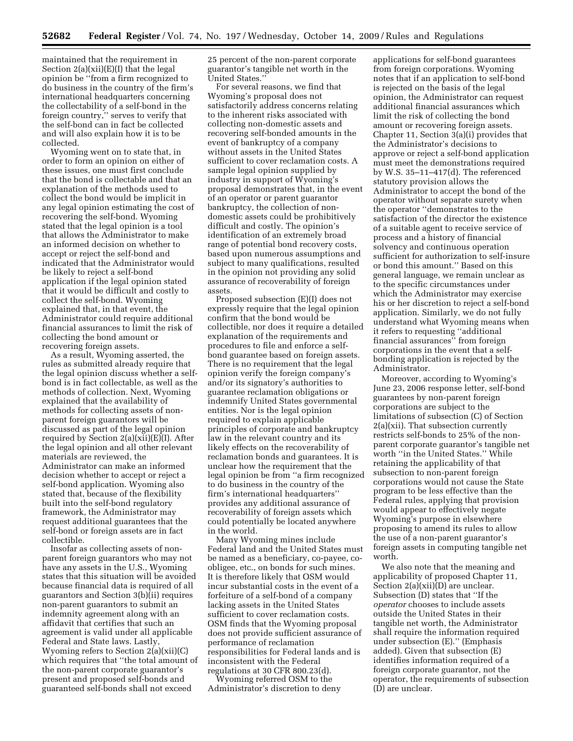maintained that the requirement in Section 2(a)(xii)(E)(I) that the legal opinion be ''from a firm recognized to do business in the country of the firm's international headquarters concerning the collectability of a self-bond in the foreign country,'' serves to verify that the self-bond can in fact be collected and will also explain how it is to be collected.

Wyoming went on to state that, in order to form an opinion on either of these issues, one must first conclude that the bond is collectable and that an explanation of the methods used to collect the bond would be implicit in any legal opinion estimating the cost of recovering the self-bond. Wyoming stated that the legal opinion is a tool that allows the Administrator to make an informed decision on whether to accept or reject the self-bond and indicated that the Administrator would be likely to reject a self-bond application if the legal opinion stated that it would be difficult and costly to collect the self-bond. Wyoming explained that, in that event, the Administrator could require additional financial assurances to limit the risk of collecting the bond amount or recovering foreign assets.

As a result, Wyoming asserted, the rules as submitted already require that the legal opinion discuss whether a self-bond is in fact collectable, as well as the methods of collection. Next, Wyoming explained that the availability of methods for collecting assets of non-parent foreign guarantors will be discussed as part of the legal opinion required by Section 2(a)(xii)(E)(I). After the legal opinion and all other relevant materials are reviewed, the Administrator can make an informed decision whether to accept or reject a self-bond application. Wyoming also stated that, because of the flexibility built into the self-bond regulatory framework, the Administrator may request additional guarantees that the self-bond or foreign assets are in fact collectible.

Insofar as collecting assets of non-parent foreign guarantors who may not have any assets in the U.S., Wyoming states that this situation will be avoided because financial data is required of all guarantors and Section 3(b)(ii) requires non-parent guarantors to submit an indemnity agreement along with an affidavit that certifies that such an agreement is valid under all applicable Federal and State laws. Lastly, Wyoming refers to Section 2(a)(xii)(C) which requires that ''the total amount of the non-parent corporate guarantor's present and proposed self-bonds and guaranteed self-bonds shall not exceed 25 percent of the non-parent corporate guarantor's tangible net worth in the United States.''

For several reasons, we find that Wyoming's proposal does not satisfactorily address concerns relating to the inherent risks associated with collecting non-domestic assets and recovering self-bonded amounts in the event of bankruptcy of a company without assets in the United States sufficient to cover reclamation costs. A sample legal opinion supplied by industry in support of Wyoming's proposal demonstrates that, in the event of an operator or parent guarantor bankruptcy, the collection of non-domestic assets could be prohibitively difficult and costly. The opinion's identification of an extremely broad range of potential bond recovery costs, based upon numerous assumptions and subject to many qualifications, resulted in the opinion not providing any solid assurance of recoverability of foreign assets.

Proposed subsection (E)(I) does not expressly require that the legal opinion confirm that the bond would be collectible, nor does it require a detailed explanation of the requirements and procedures to file and enforce a self-bond guarantee based on foreign assets. There is no requirement that the legal opinion verify the foreign company's and/or its signatory's authorities to guarantee reclamation obligations or indemnify United States governmental entities. Nor is the legal opinion required to explain applicable principles of corporate and bankruptcy law in the relevant country and its likely effects on the recoverability of reclamation bonds and guarantees. It is unclear how the requirement that the legal opinion be from ''a firm recognized to do business in the country of the firm's international headquarters'' provides any additional assurance of recoverability of foreign assets which could potentially be located anywhere in the world.

Many Wyoming mines include Federal land and the United States must be named as a beneficiary, co-payee, co-obligee, etc., on bonds for such mines. It is therefore likely that OSM would incur substantial costs in the event of a forfeiture of a self-bond of a company lacking assets in the United States sufficient to cover reclamation costs. OSM finds that the Wyoming proposal does not provide sufficient assurance of performance of reclamation responsibilities for Federal lands and is inconsistent with the Federal regulations at 30 CFR 800.23(d).

Wyoming referred OSM to the Administrator's discretion to deny applications for self-bond guarantees from foreign corporations. Wyoming notes that if an application to self-bond is rejected on the basis of the legal opinion, the Administrator can request additional financial assurances which limit the risk of collecting the bond amount or recovering foreign assets. Chapter 11, Section 3(a)(i) provides that the Administrator's decisions to approve or reject a self-bond application must meet the demonstrations required by W.S. 35–11–417(d). The referenced statutory provision allows the Administrator to accept the bond of the operator without separate surety when the operator ''demonstrates to the satisfaction of the director the existence of a suitable agent to receive service of process and a history of financial solvency and continuous operation sufficient for authorization to self-insure or bond this amount.'' Based on this general language, we remain unclear as to the specific circumstances under which the Administrator may exercise his or her discretion to reject a self-bond application. Similarly, we do not fully understand what Wyoming means when it refers to requesting ''additional financial assurances'' from foreign corporations in the event that a self-bonding application is rejected by the Administrator.

Moreover, according to Wyoming's June 23, 2006 response letter, self-bond guarantees by non-parent foreign corporations are subject to the limitations of subsection (C) of Section 2(a)(xii). That subsection currently restricts self-bonds to 25% of the non-parent corporate guarantor's tangible net worth ''in the United States.'' While retaining the applicability of that subsection to non-parent foreign corporations would not cause the State program to be less effective than the Federal rules, applying that provision would appear to effectively negate Wyoming's purpose in elsewhere proposing to amend its rules to allow the use of a non-parent guarantor's foreign assets in computing tangible net worth.

We also note that the meaning and applicability of proposed Chapter 11, Section 2(a)(xii)(D) are unclear. Subsection (D) states that ''If the *operator* chooses to include assets outside the United States in their tangible net worth, the Administrator shall require the information required under subsection (E).'' (Emphasis added). Given that subsection (E) identifies information required of a foreign corporate guarantor, not the operator, the requirements of subsection (D) are unclear.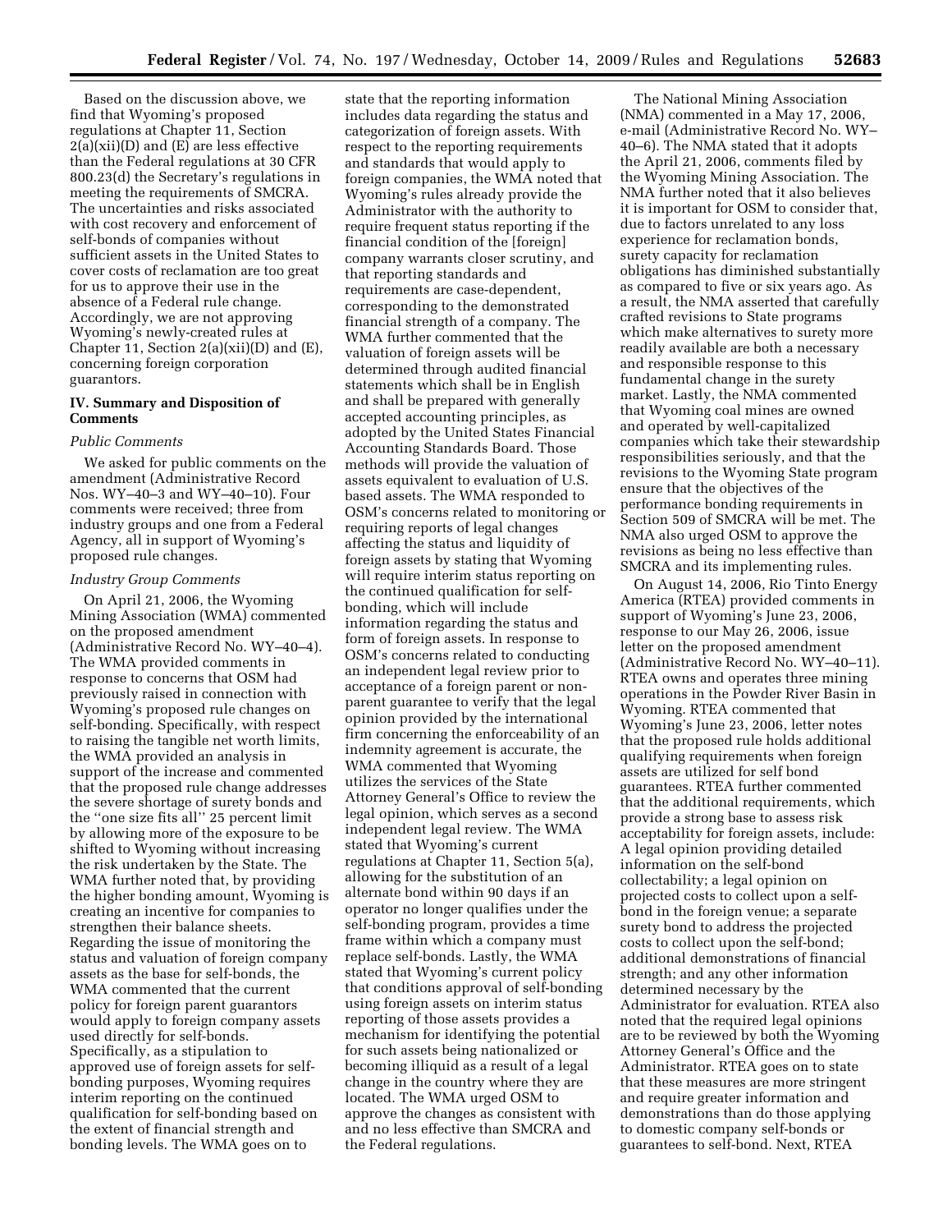Based on the discussion above, we find that Wyoming's proposed regulations at Chapter 11, Section 2(a)(xii)(D) and (E) are less effective than the Federal regulations at 30 CFR 800.23(d) the Secretary's regulations in meeting the requirements of SMCRA. The uncertainties and risks associated with cost recovery and enforcement of self-bonds of companies without sufficient assets in the United States to cover costs of reclamation are too great for us to approve their use in the absence of a Federal rule change. Accordingly, we are not approving Wyoming's newly-created rules at Chapter 11, Section 2(a)(xii)(D) and (E), concerning foreign corporation guarantors.

## IV. Summary and Disposition of Comments

*Public Comments*

We asked for public comments on the amendment (Administrative Record Nos. WY–40–3 and WY–40–10). Four comments were received; three from industry groups and one from a Federal Agency, all in support of Wyoming's proposed rule changes.

*Industry Group Comments*

On April 21, 2006, the Wyoming Mining Association (WMA) commented on the proposed amendment (Administrative Record No. WY–40–4). The WMA provided comments in response to concerns that OSM had previously raised in connection with Wyoming's proposed rule changes on self-bonding. Specifically, with respect to raising the tangible net worth limits, the WMA provided an analysis in support of the increase and commented that the proposed rule change addresses the severe shortage of surety bonds and the ''one size fits all'' 25 percent limit by allowing more of the exposure to be shifted to Wyoming without increasing the risk undertaken by the State. The WMA further noted that, by providing the higher bonding amount, Wyoming is creating an incentive for companies to strengthen their balance sheets. Regarding the issue of monitoring the status and valuation of foreign company assets as the base for self-bonds, the WMA commented that the current policy for foreign parent guarantors would apply to foreign company assets used directly for self-bonds. Specifically, as a stipulation to approved use of foreign assets for self-bonding purposes, Wyoming requires interim reporting on the continued qualification for self-bonding based on the extent of financial strength and bonding levels. The WMA goes on to state that the reporting information includes data regarding the status and categorization of foreign assets. With respect to the reporting requirements and standards that would apply to foreign companies, the WMA noted that Wyoming's rules already provide the Administrator with the authority to require frequent status reporting if the financial condition of the [foreign] company warrants closer scrutiny, and that reporting standards and requirements are case-dependent, corresponding to the demonstrated financial strength of a company. The WMA further commented that the valuation of foreign assets will be determined through audited financial statements which shall be in English and shall be prepared with generally accepted accounting principles, as adopted by the United States Financial Accounting Standards Board. Those methods will provide the valuation of assets equivalent to evaluation of U.S. based assets. The WMA responded to OSM's concerns related to monitoring or requiring reports of legal changes affecting the status and liquidity of foreign assets by stating that Wyoming will require interim status reporting on the continued qualification for self-bonding, which will include information regarding the status and form of foreign assets. In response to OSM's concerns related to conducting an independent legal review prior to acceptance of a foreign parent or non-parent guarantee to verify that the legal opinion provided by the international firm concerning the enforceability of an indemnity agreement is accurate, the WMA commented that Wyoming utilizes the services of the State Attorney General's Office to review the legal opinion, which serves as a second independent legal review. The WMA stated that Wyoming's current regulations at Chapter 11, Section 5(a), allowing for the substitution of an alternate bond within 90 days if an operator no longer qualifies under the self-bonding program, provides a time frame within which a company must replace self-bonds. Lastly, the WMA stated that Wyoming's current policy that conditions approval of self-bonding using foreign assets on interim status reporting of those assets provides a mechanism for identifying the potential for such assets being nationalized or becoming illiquid as a result of a legal change in the country where they are located. The WMA urged OSM to approve the changes as consistent with and no less effective than SMCRA and the Federal regulations.

The National Mining Association (NMA) commented in a May 17, 2006, e-mail (Administrative Record No. WY–40–6). The NMA stated that it adopts the April 21, 2006, comments filed by the Wyoming Mining Association. The NMA further noted that it also believes it is important for OSM to consider that, due to factors unrelated to any loss experience for reclamation bonds, surety capacity for reclamation obligations has diminished substantially as compared to five or six years ago. As a result, the NMA asserted that carefully crafted revisions to State programs which make alternatives to surety more readily available are both a necessary and responsible response to this fundamental change in the surety market. Lastly, the NMA commented that Wyoming coal mines are owned and operated by well-capitalized companies which take their stewardship responsibilities seriously, and that the revisions to the Wyoming State program ensure that the objectives of the performance bonding requirements in Section 509 of SMCRA will be met. The NMA also urged OSM to approve the revisions as being no less effective than SMCRA and its implementing rules.

On August 14, 2006, Rio Tinto Energy America (RTEA) provided comments in support of Wyoming's June 23, 2006, response to our May 26, 2006, issue letter on the proposed amendment (Administrative Record No. WY–40–11). RTEA owns and operates three mining operations in the Powder River Basin in Wyoming. RTEA commented that Wyoming's June 23, 2006, letter notes that the proposed rule holds additional qualifying requirements when foreign assets are utilized for self bond guarantees. RTEA further commented that the additional requirements, which provide a strong base to assess risk acceptability for foreign assets, include: A legal opinion providing detailed information on the self-bond collectability; a legal opinion on projected costs to collect upon a self-bond in the foreign venue; a separate surety bond to address the projected costs to collect upon the self-bond; additional demonstrations of financial strength; and any other information determined necessary by the Administrator for evaluation. RTEA also noted that the required legal opinions are to be reviewed by both the Wyoming Attorney General's Office and the Administrator. RTEA goes on to state that these measures are more stringent and require greater information and demonstrations than do those applying to domestic company self-bonds or guarantees to self-bond. Next, RTEA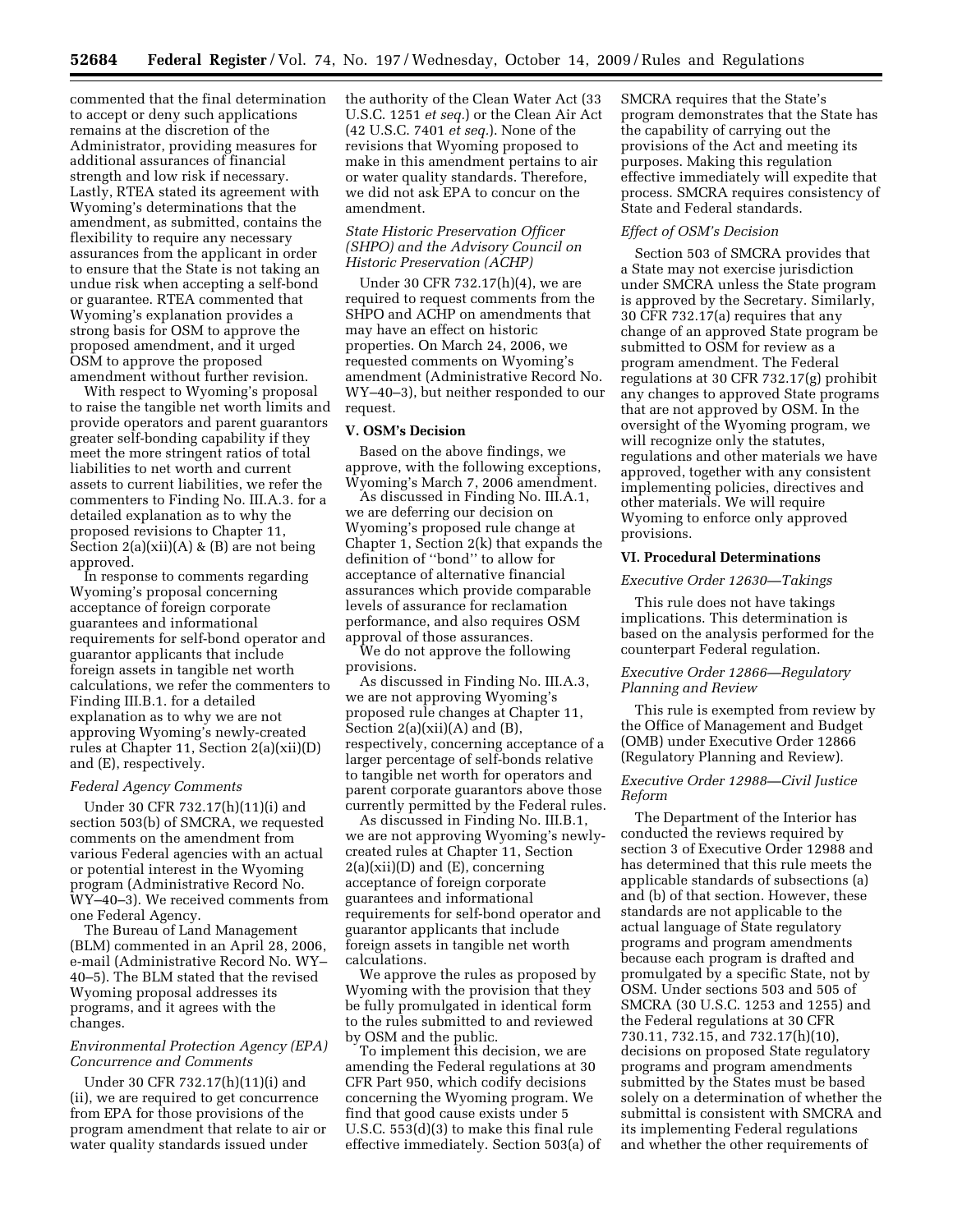commented that the final determination to accept or deny such applications remains at the discretion of the Administrator, providing measures for additional assurances of financial strength and low risk if necessary. Lastly, RTEA stated its agreement with Wyoming's determinations that the amendment, as submitted, contains the flexibility to require any necessary assurances from the applicant in order to ensure that the State is not taking an undue risk when accepting a self-bond or guarantee. RTEA commented that Wyoming's explanation provides a strong basis for OSM to approve the proposed amendment, and it urged OSM to approve the proposed amendment without further revision.

With respect to Wyoming's proposal to raise the tangible net worth limits and provide operators and parent guarantors greater self-bonding capability if they meet the more stringent ratios of total liabilities to net worth and current assets to current liabilities, we refer the commenters to Finding No. III.A.3. for a detailed explanation as to why the proposed revisions to Chapter 11, Section 2(a)(xii)(A) & (B) are not being approved.

In response to comments regarding Wyoming's proposal concerning acceptance of foreign corporate guarantees and informational requirements for self-bond operator and guarantor applicants that include foreign assets in tangible net worth calculations, we refer the commenters to Finding III.B.1. for a detailed explanation as to why we are not approving Wyoming's newly-created rules at Chapter 11, Section 2(a)(xii)(D) and (E), respectively.

*Federal Agency Comments*

Under 30 CFR 732.17(h)(11)(i) and section 503(b) of SMCRA, we requested comments on the amendment from various Federal agencies with an actual or potential interest in the Wyoming program (Administrative Record No. WY–40–3). We received comments from one Federal Agency.

The Bureau of Land Management (BLM) commented in an April 28, 2006, e-mail (Administrative Record No. WY–40–5). The BLM stated that the revised Wyoming proposal addresses its programs, and it agrees with the changes.

*Environmental Protection Agency (EPA) Concurrence and Comments*

Under 30 CFR 732.17(h)(11)(i) and (ii), we are required to get concurrence from EPA for those provisions of the program amendment that relate to air or water quality standards issued under the authority of the Clean Water Act (33 U.S.C. 1251 *et seq.*) or the Clean Air Act (42 U.S.C. 7401 *et seq.*). None of the revisions that Wyoming proposed to make in this amendment pertains to air or water quality standards. Therefore, we did not ask EPA to concur on the amendment.

*State Historic Preservation Officer (SHPO) and the Advisory Council on Historic Preservation (ACHP)*

Under 30 CFR 732.17(h)(4), we are required to request comments from the SHPO and ACHP on amendments that may have an effect on historic properties. On March 24, 2006, we requested comments on Wyoming's amendment (Administrative Record No. WY–40–3), but neither responded to our request.

**V. OSM's Decision**

Based on the above findings, we approve, with the following exceptions, Wyoming's March 7, 2006 amendment.

As discussed in Finding No. III.A.1, we are deferring our decision on Wyoming's proposed rule change at Chapter 1, Section 2(k) that expands the definition of "bond" to allow for acceptance of alternative financial assurances which provide comparable levels of assurance for reclamation performance, and also requires OSM approval of those assurances.

We do not approve the following provisions.

As discussed in Finding No. III.A.3, we are not approving Wyoming's proposed rule changes at Chapter 11, Section 2(a)(xii)(A) and (B), respectively, concerning acceptance of a larger percentage of self-bonds relative to tangible net worth for operators and parent corporate guarantors above those currently permitted by the Federal rules.

As discussed in Finding No. III.B.1, we are not approving Wyoming's newly-created rules at Chapter 11, Section 2(a)(xii)(D) and (E), concerning acceptance of foreign corporate guarantees and informational requirements for self-bond operator and guarantor applicants that include foreign assets in tangible net worth calculations.

We approve the rules as proposed by Wyoming with the provision that they be fully promulgated in identical form to the rules submitted to and reviewed by OSM and the public.

To implement this decision, we are amending the Federal regulations at 30 CFR Part 950, which codify decisions concerning the Wyoming program. We find that good cause exists under 5 U.S.C. 553(d)(3) to make this final rule effective immediately. Section 503(a) of SMCRA requires that the State's program demonstrates that the State has the capability of carrying out the provisions of the Act and meeting its purposes. Making this regulation effective immediately will expedite that process. SMCRA requires consistency of State and Federal standards.

*Effect of OSM's Decision*

Section 503 of SMCRA provides that a State may not exercise jurisdiction under SMCRA unless the State program is approved by the Secretary. Similarly, 30 CFR 732.17(a) requires that any change of an approved State program be submitted to OSM for review as a program amendment. The Federal regulations at 30 CFR 732.17(g) prohibit any changes to approved State programs that are not approved by OSM. In the oversight of the Wyoming program, we will recognize only the statutes, regulations and other materials we have approved, together with any consistent implementing policies, directives and other materials. We will require Wyoming to enforce only approved provisions.

**VI. Procedural Determinations**

*Executive Order 12630—Takings*

This rule does not have takings implications. This determination is based on the analysis performed for the counterpart Federal regulation.

*Executive Order 12866—Regulatory Planning and Review*

This rule is exempted from review by the Office of Management and Budget (OMB) under Executive Order 12866 (Regulatory Planning and Review).

*Executive Order 12988—Civil Justice Reform*

The Department of the Interior has conducted the reviews required by section 3 of Executive Order 12988 and has determined that this rule meets the applicable standards of subsections (a) and (b) of that section. However, these standards are not applicable to the actual language of State regulatory programs and program amendments because each program is drafted and promulgated by a specific State, not by OSM. Under sections 503 and 505 of SMCRA (30 U.S.C. 1253 and 1255) and the Federal regulations at 30 CFR 730.11, 732.15, and 732.17(h)(10), decisions on proposed State regulatory programs and program amendments submitted by the States must be based solely on a determination of whether the submittal is consistent with SMCRA and its implementing Federal regulations and whether the other requirements of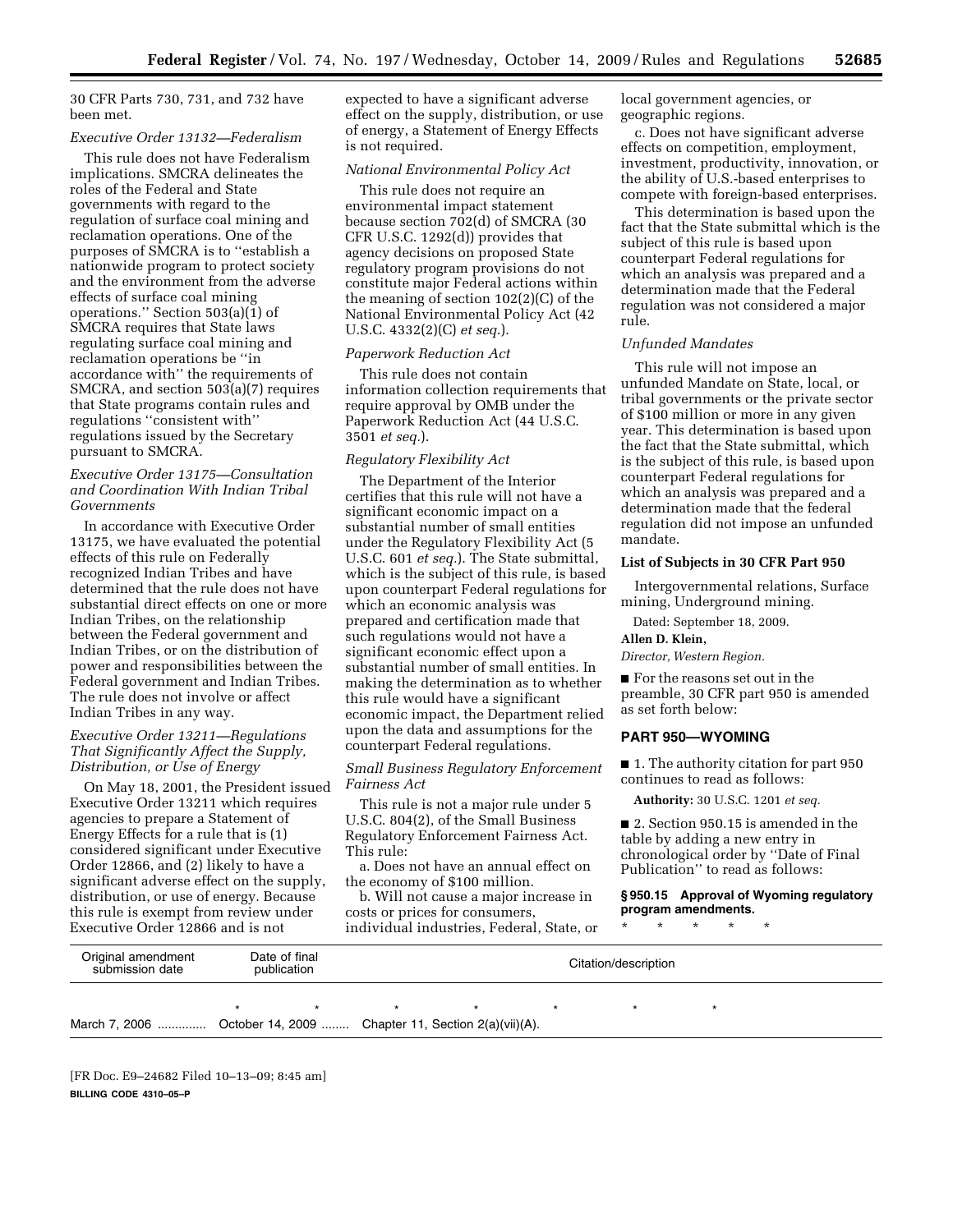30 CFR Parts 730, 731, and 732 have been met.

*Executive Order 13132—Federalism*

This rule does not have Federalism implications. SMCRA delineates the roles of the Federal and State governments with regard to the regulation of surface coal mining and reclamation operations. One of the purposes of SMCRA is to ''establish a nationwide program to protect society and the environment from the adverse effects of surface coal mining operations.'' Section 503(a)(1) of SMCRA requires that State laws regulating surface coal mining and reclamation operations be ''in accordance with'' the requirements of SMCRA, and section 503(a)(7) requires that State programs contain rules and regulations ''consistent with'' regulations issued by the Secretary pursuant to SMCRA.

*Executive Order 13175—Consultation and Coordination With Indian Tribal Governments*

In accordance with Executive Order 13175, we have evaluated the potential effects of this rule on Federally recognized Indian Tribes and have determined that the rule does not have substantial direct effects on one or more Indian Tribes, on the relationship between the Federal government and Indian Tribes, or on the distribution of power and responsibilities between the Federal government and Indian Tribes. The rule does not involve or affect Indian Tribes in any way.

*Executive Order 13211—Regulations That Significantly Affect the Supply, Distribution, or Use of Energy*

On May 18, 2001, the President issued Executive Order 13211 which requires agencies to prepare a Statement of Energy Effects for a rule that is (1) considered significant under Executive Order 12866, and (2) likely to have a significant adverse effect on the supply, distribution, or use of energy. Because this rule is exempt from review under Executive Order 12866 and is not expected to have a significant adverse effect on the supply, distribution, or use of energy, a Statement of Energy Effects is not required.

*National Environmental Policy Act*

This rule does not require an environmental impact statement because section 702(d) of SMCRA (30 CFR U.S.C. 1292(d)) provides that agency decisions on proposed State regulatory program provisions do not constitute major Federal actions within the meaning of section 102(2)(C) of the National Environmental Policy Act (42 U.S.C. 4332(2)(C) *et seq*.).

*Paperwork Reduction Act*

This rule does not contain information collection requirements that require approval by OMB under the Paperwork Reduction Act (44 U.S.C. 3501 *et seq*.).

*Regulatory Flexibility Act*

The Department of the Interior certifies that this rule will not have a significant economic impact on a substantial number of small entities under the Regulatory Flexibility Act (5 U.S.C. 601 *et seq*.). The State submittal, which is the subject of this rule, is based upon counterpart Federal regulations for which an economic analysis was prepared and certification made that such regulations would not have a significant economic effect upon a substantial number of small entities. In making the determination as to whether this rule would have a significant economic impact, the Department relied upon the data and assumptions for the counterpart Federal regulations.

*Small Business Regulatory Enforcement Fairness Act*

This rule is not a major rule under 5 U.S.C. 804(2), of the Small Business Regulatory Enforcement Fairness Act. This rule:

a. Does not have an annual effect on the economy of $100 million.

b. Will not cause a major increase in costs or prices for consumers, individual industries, Federal, State, or local government agencies, or geographic regions.

c. Does not have significant adverse effects on competition, employment, investment, productivity, innovation, or the ability of U.S.-based enterprises to compete with foreign-based enterprises.

This determination is based upon the fact that the State submittal which is the subject of this rule is based upon counterpart Federal regulations for which an analysis was prepared and a determination made that the Federal regulation was not considered a major rule.

*Unfunded Mandates*

This rule will not impose an unfunded Mandate on State, local, or tribal governments or the private sector of $100 million or more in any given year. This determination is based upon the fact that the State submittal, which is the subject of this rule, is based upon counterpart Federal regulations for which an analysis was prepared and a determination made that the federal regulation did not impose an unfunded mandate.

**List of Subjects in 30 CFR Part 950**

Intergovernmental relations, Surface mining, Underground mining.

Dated: September 18, 2009.

**Allen D. Klein,**

*Director, Western Region.*

■ For the reasons set out in the preamble, 30 CFR part 950 is amended as set forth below:

**PART 950—WYOMING**

■ 1. The authority citation for part 950 continues to read as follows:

**Authority:** 30 U.S.C. 1201 *et seq.*

■ 2. Section 950.15 is amended in the table by adding a new entry in chronological order by ''Date of Final Publication'' to read as follows:

**§ 950.15 Approval of Wyoming regulatory program amendments.**

\* \* \* \* \*

| Original amendment submission date | Date of final publication | Citation/description |
|---|---|---|
| \* | \* | \* \* \* \* \* |
| March 7, 2006 ............. | October 14, 2009 ........ | Chapter 11, Section 2(a)(vii)(A). |

[FR Doc. E9–24682 Filed 10–13–09; 8:45 am]

**BILLING CODE 4310–05–P**